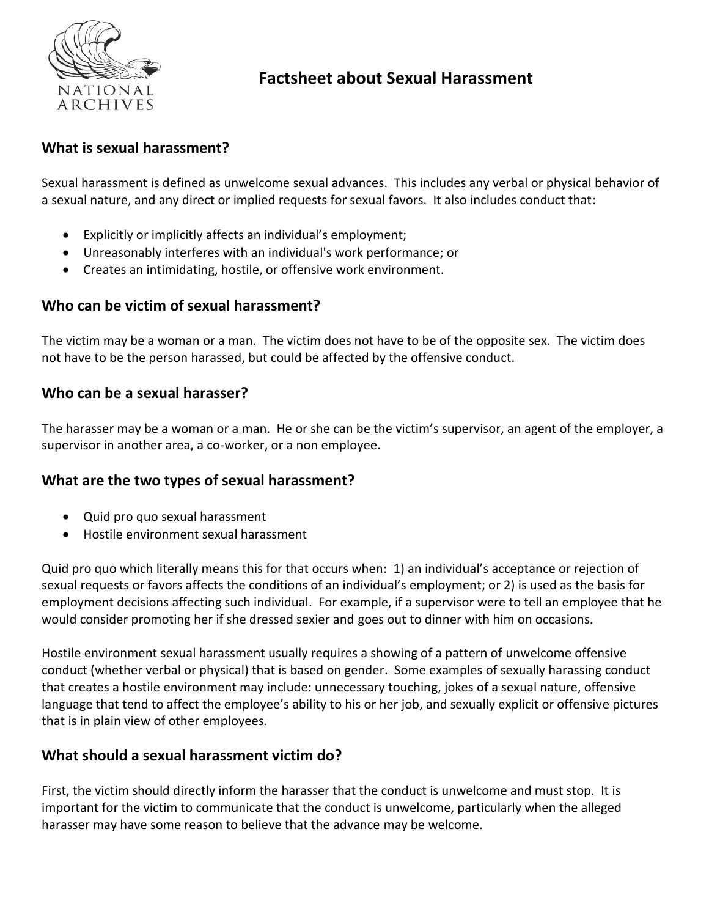# Factsheet about Sexual Harassment

## What is sexual harassment?

Sexual harassment is defined as unwelcome sexual advances. This includes any verbal or physical behavior of a sexual nature, and any direct or implied requests for sexual favors. It also includes conduct that:

- Explicitly or implicitly affects an individual's employment;
- Unreasonably interferes with an individual's work performance; or
- Creates an intimidating, hostile, or offensive work environment.

## Who can be victim of sexual harassment?

The victim may be a woman or a man. The victim does not have to be of the opposite sex. The victim does not have to be the person harassed, but could be affected by the offensive conduct.

## Who can be a sexual harasser?

The harasser may be a woman or a man. He or she can be the victim's supervisor, an agent of the employer, a supervisor in another area, a co-worker, or a non employee.

## What are the two types of sexual harassment?

- Quid pro quo sexual harassment
- Hostile environment sexual harassment

Quid pro quo which literally means this for that occurs when: 1) an individual's acceptance or rejection of sexual requests or favors affects the conditions of an individual's employment; or 2) is used as the basis for employment decisions affecting such individual. For example, if a supervisor were to tell an employee that he would consider promoting her if she dressed sexier and goes out to dinner with him on occasions.

Hostile environment sexual harassment usually requires a showing of a pattern of unwelcome offensive conduct (whether verbal or physical) that is based on gender. Some examples of sexually harassing conduct that creates a hostile environment may include: unnecessary touching, jokes of a sexual nature, offensive language that tend to affect the employee's ability to his or her job, and sexually explicit or offensive pictures that is in plain view of other employees.

## What should a sexual harassment victim do?

First, the victim should directly inform the harasser that the conduct is unwelcome and must stop. It is important for the victim to communicate that the conduct is unwelcome, particularly when the alleged harasser may have some reason to believe that the advance may be welcome.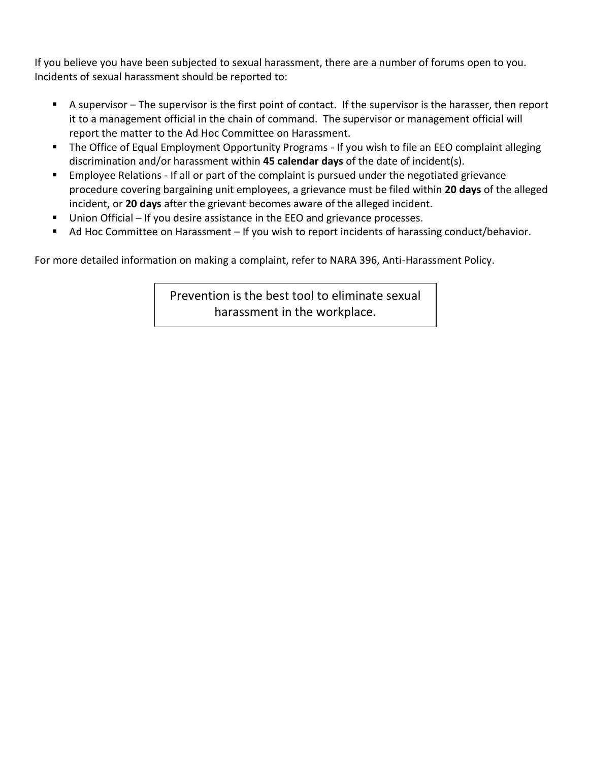If you believe you have been subjected to sexual harassment, there are a number of forums open to you. Incidents of sexual harassment should be reported to:

- A supervisor – The supervisor is the first point of contact. If the supervisor is the harasser, then report it to a management official in the chain of command. The supervisor or management official will report the matter to the Ad Hoc Committee on Harassment.
- The Office of Equal Employment Opportunity Programs - If you wish to file an EEO complaint alleging discrimination and/or harassment within **45 calendar days** of the date of incident(s).
- Employee Relations - If all or part of the complaint is pursued under the negotiated grievance procedure covering bargaining unit employees, a grievance must be filed within **20 days** of the alleged incident, or **20 days** after the grievant becomes aware of the alleged incident.
- Union Official – If you desire assistance in the EEO and grievance processes.
- Ad Hoc Committee on Harassment – If you wish to report incidents of harassing conduct/behavior.

For more detailed information on making a complaint, refer to NARA 396, Anti-Harassment Policy.

Prevention is the best tool to eliminate sexual harassment in the workplace.